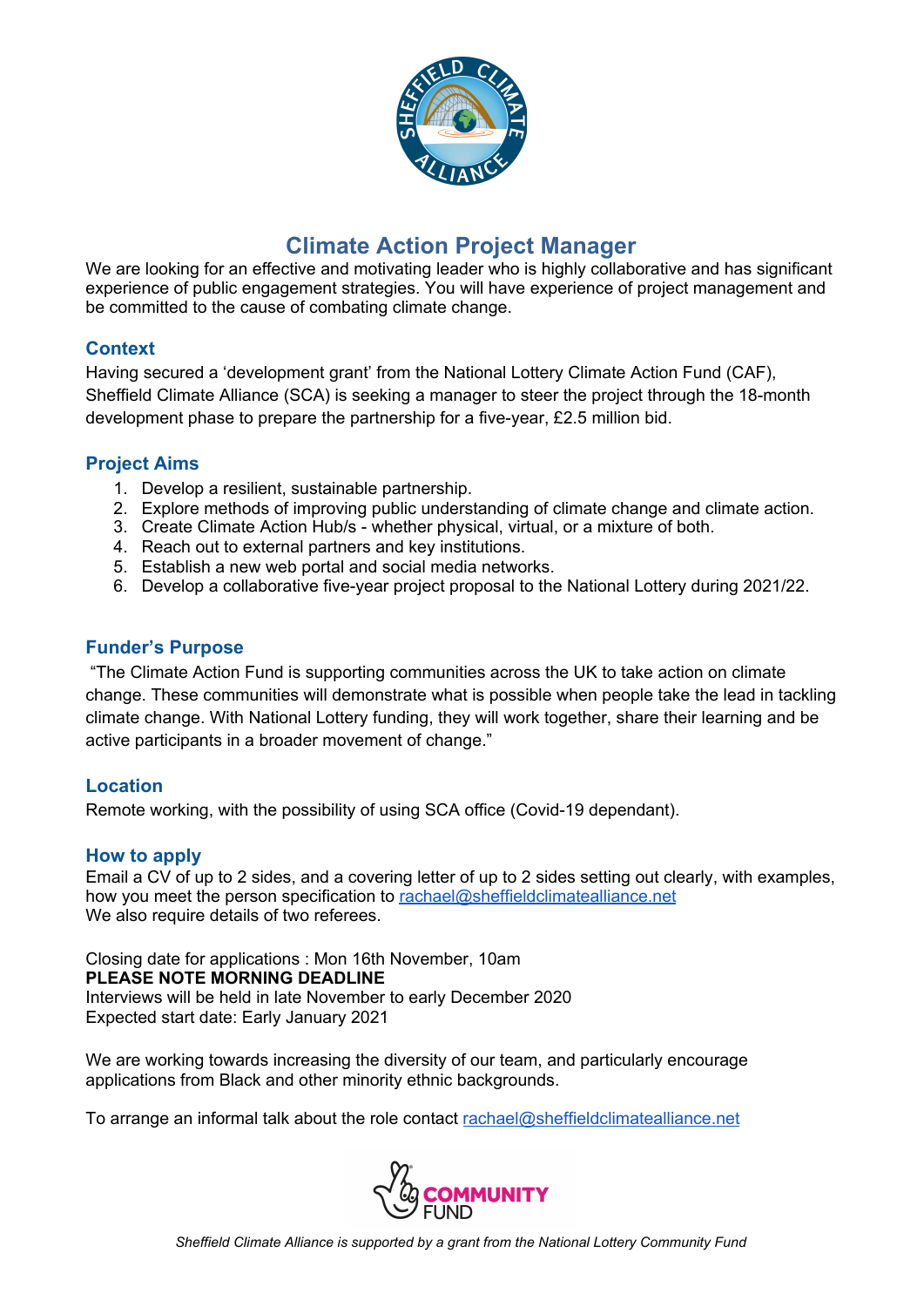# Climate Action Project Manager

We are looking for an effective and motivating leader who is highly collaborative and has significant experience of public engagement strategies. You will have experience of project management and be committed to the cause of combating climate change.

## Context

Having secured a 'development grant' from the National Lottery Climate Action Fund (CAF), Sheffield Climate Alliance (SCA) is seeking a manager to steer the project through the 18-month development phase to prepare the partnership for a five-year, £2.5 million bid.

## Project Aims

1. Develop a resilient, sustainable partnership.
2. Explore methods of improving public understanding of climate change and climate action.
3. Create Climate Action Hub/s - whether physical, virtual, or a mixture of both.
4. Reach out to external partners and key institutions.
5. Establish a new web portal and social media networks.
6. Develop a collaborative five-year project proposal to the National Lottery during 2021/22.

## Funder's Purpose

"The Climate Action Fund is supporting communities across the UK to take action on climate change. These communities will demonstrate what is possible when people take the lead in tackling climate change. With National Lottery funding, they will work together, share their learning and be active participants in a broader movement of change."

## Location

Remote working, with the possibility of using SCA office (Covid-19 dependant).

## How to apply

Email a CV of up to 2 sides, and a covering letter of up to 2 sides setting out clearly, with examples, how you meet the person specification to rachael@sheffieldclimatealliance.net
We also require details of two referees.

Closing date for applications : Mon 16th November, 10am
**PLEASE NOTE MORNING DEADLINE**
Interviews will be held in late November to early December 2020
Expected start date: Early January 2021

We are working towards increasing the diversity of our team, and particularly encourage applications from Black and other minority ethnic backgrounds.

To arrange an informal talk about the role contact rachael@sheffieldclimatealliance.net

*Sheffield Climate Alliance is supported by a grant from the National Lottery Community Fund*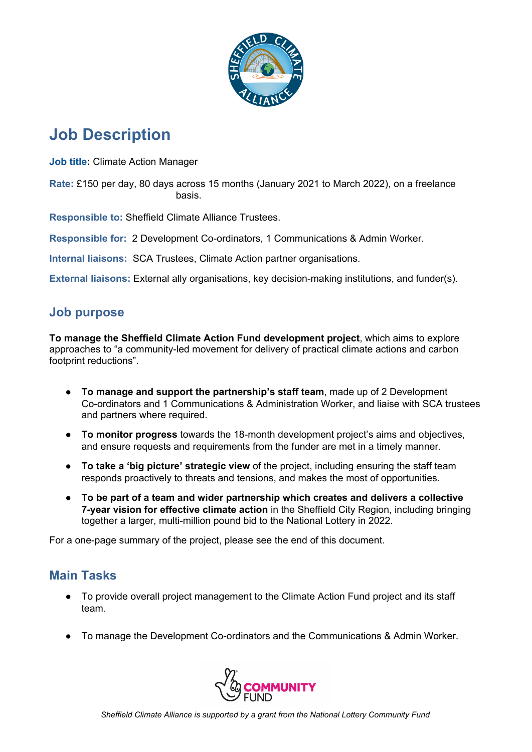# Job Description

**Job title:** Climate Action Manager

**Rate:** £150 per day, 80 days across 15 months (January 2021 to March 2022), on a freelance basis.

**Responsible to:** Sheffield Climate Alliance Trustees.

**Responsible for:** 2 Development Co-ordinators, 1 Communications & Admin Worker.

**Internal liaisons:** SCA Trustees, Climate Action partner organisations.

**External liaisons:** External ally organisations, key decision-making institutions, and funder(s).

## Job purpose

**To manage the Sheffield Climate Action Fund development project**, which aims to explore approaches to "a community-led movement for delivery of practical climate actions and carbon footprint reductions".

- **To manage and support the partnership's staff team**, made up of 2 Development Co-ordinators and 1 Communications & Administration Worker, and liaise with SCA trustees and partners where required.
- **To monitor progress** towards the 18-month development project's aims and objectives, and ensure requests and requirements from the funder are met in a timely manner.
- **To take a 'big picture' strategic view** of the project, including ensuring the staff team responds proactively to threats and tensions, and makes the most of opportunities.
- **To be part of a team and wider partnership which creates and delivers a collective 7-year vision for effective climate action** in the Sheffield City Region, including bringing together a larger, multi-million pound bid to the National Lottery in 2022.

For a one-page summary of the project, please see the end of this document.

## Main Tasks

- To provide overall project management to the Climate Action Fund project and its staff team.
- To manage the Development Co-ordinators and the Communications & Admin Worker.

*Sheffield Climate Alliance is supported by a grant from the National Lottery Community Fund*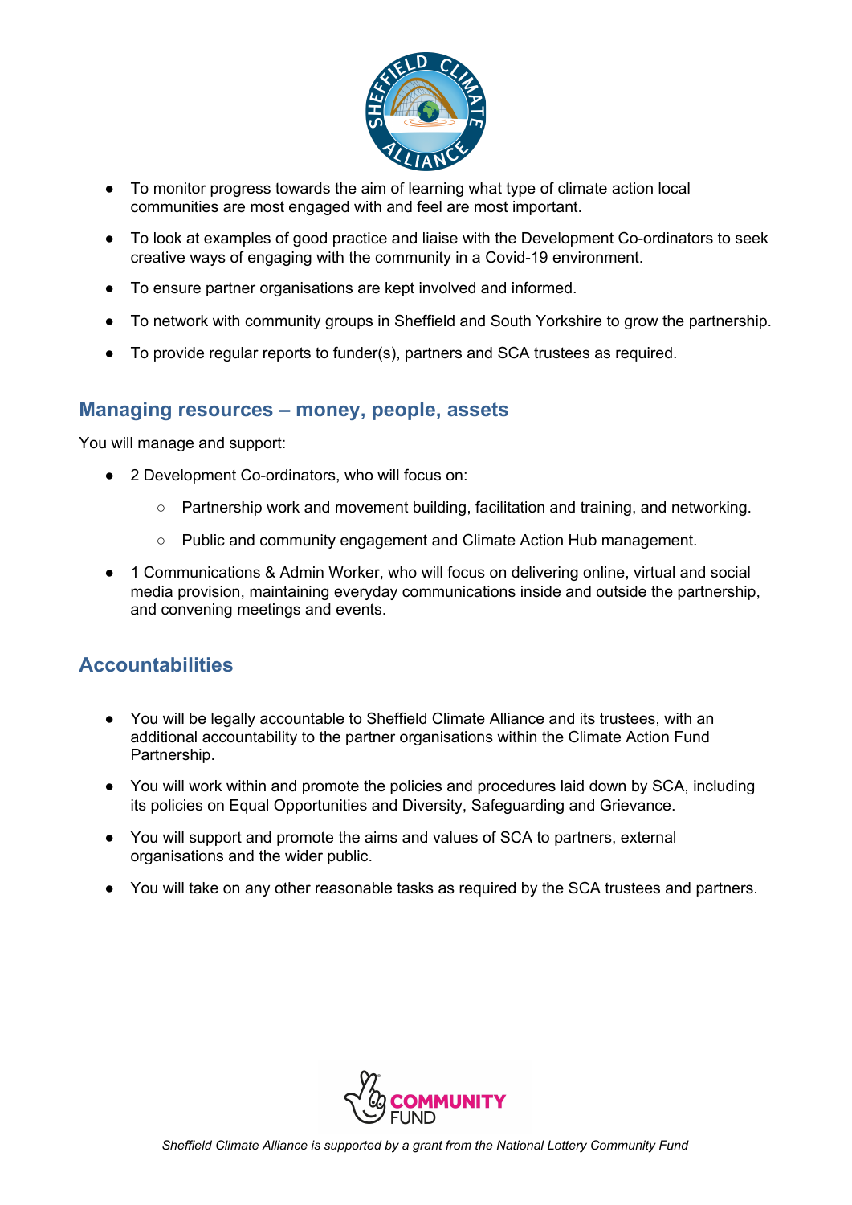- To monitor progress towards the aim of learning what type of climate action local communities are most engaged with and feel are most important.
- To look at examples of good practice and liaise with the Development Co-ordinators to seek creative ways of engaging with the community in a Covid-19 environment.
- To ensure partner organisations are kept involved and informed.
- To network with community groups in Sheffield and South Yorkshire to grow the partnership.
- To provide regular reports to funder(s), partners and SCA trustees as required.

## Managing resources – money, people, assets

You will manage and support:

- 2 Development Co-ordinators, who will focus on:
  - Partnership work and movement building, facilitation and training, and networking.
  - Public and community engagement and Climate Action Hub management.
- 1 Communications & Admin Worker, who will focus on delivering online, virtual and social media provision, maintaining everyday communications inside and outside the partnership, and convening meetings and events.

## Accountabilities

- You will be legally accountable to Sheffield Climate Alliance and its trustees, with an additional accountability to the partner organisations within the Climate Action Fund Partnership.
- You will work within and promote the policies and procedures laid down by SCA, including its policies on Equal Opportunities and Diversity, Safeguarding and Grievance.
- You will support and promote the aims and values of SCA to partners, external organisations and the wider public.
- You will take on any other reasonable tasks as required by the SCA trustees and partners.

*Sheffield Climate Alliance is supported by a grant from the National Lottery Community Fund*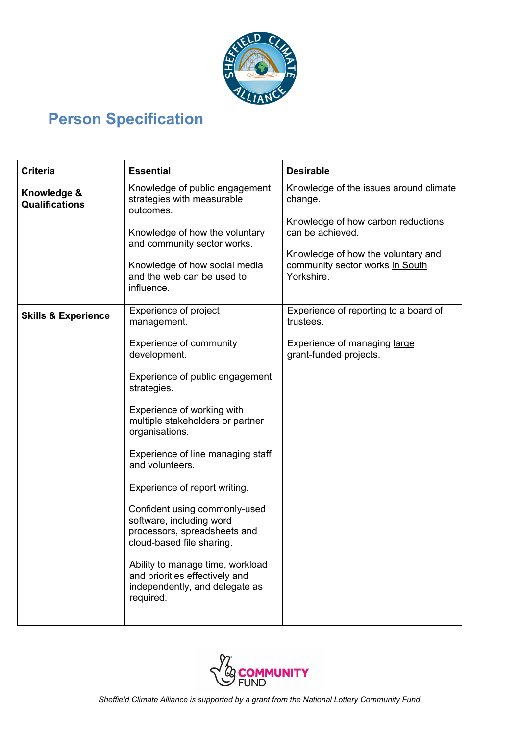# Person Specification

| Criteria | Essential | Desirable |
|---|---|---|
| **Knowledge & Qualifications** | Knowledge of public engagement strategies with measurable outcomes.<br><br>Knowledge of how the voluntary and community sector works.<br><br>Knowledge of how social media and the web can be used to influence. | Knowledge of the issues around climate change.<br><br>Knowledge of how carbon reductions can be achieved.<br><br>Knowledge of how the voluntary and community sector works <u>in South Yorkshire</u>. |
| **Skills & Experience** | Experience of project management.<br><br>Experience of community development.<br><br>Experience of public engagement strategies.<br><br>Experience of working with multiple stakeholders or partner organisations.<br><br>Experience of line managing staff and volunteers.<br><br>Experience of report writing.<br><br>Confident using commonly-used software, including word processors, spreadsheets and cloud-based file sharing.<br><br>Ability to manage time, workload and priorities effectively and independently, and delegate as required. | Experience of reporting to a board of trustees.<br><br>Experience of managing <u>large grant-funded</u> projects. |

*Sheffield Climate Alliance is supported by a grant from the National Lottery Community Fund*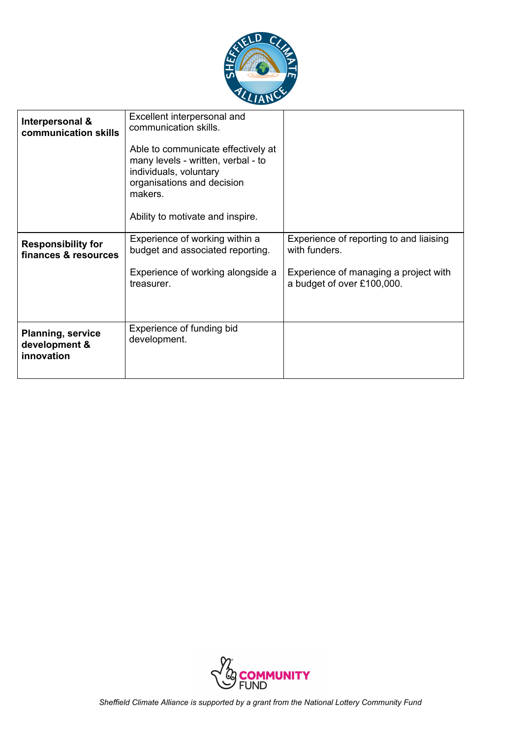| | | |
|---|---|---|
| **Interpersonal & communication skills** | Excellent interpersonal and communication skills.<br><br>Able to communicate effectively at many levels - written, verbal - to individuals, voluntary organisations and decision makers.<br><br>Ability to motivate and inspire. | |
| **Responsibility for finances & resources** | Experience of working within a budget and associated reporting.<br><br>Experience of working alongside a treasurer. | Experience of reporting to and liaising with funders.<br><br>Experience of managing a project with a budget of over £100,000. |
| **Planning, service development & innovation** | Experience of funding bid development. | |

*Sheffield Climate Alliance is supported by a grant from the National Lottery Community Fund*